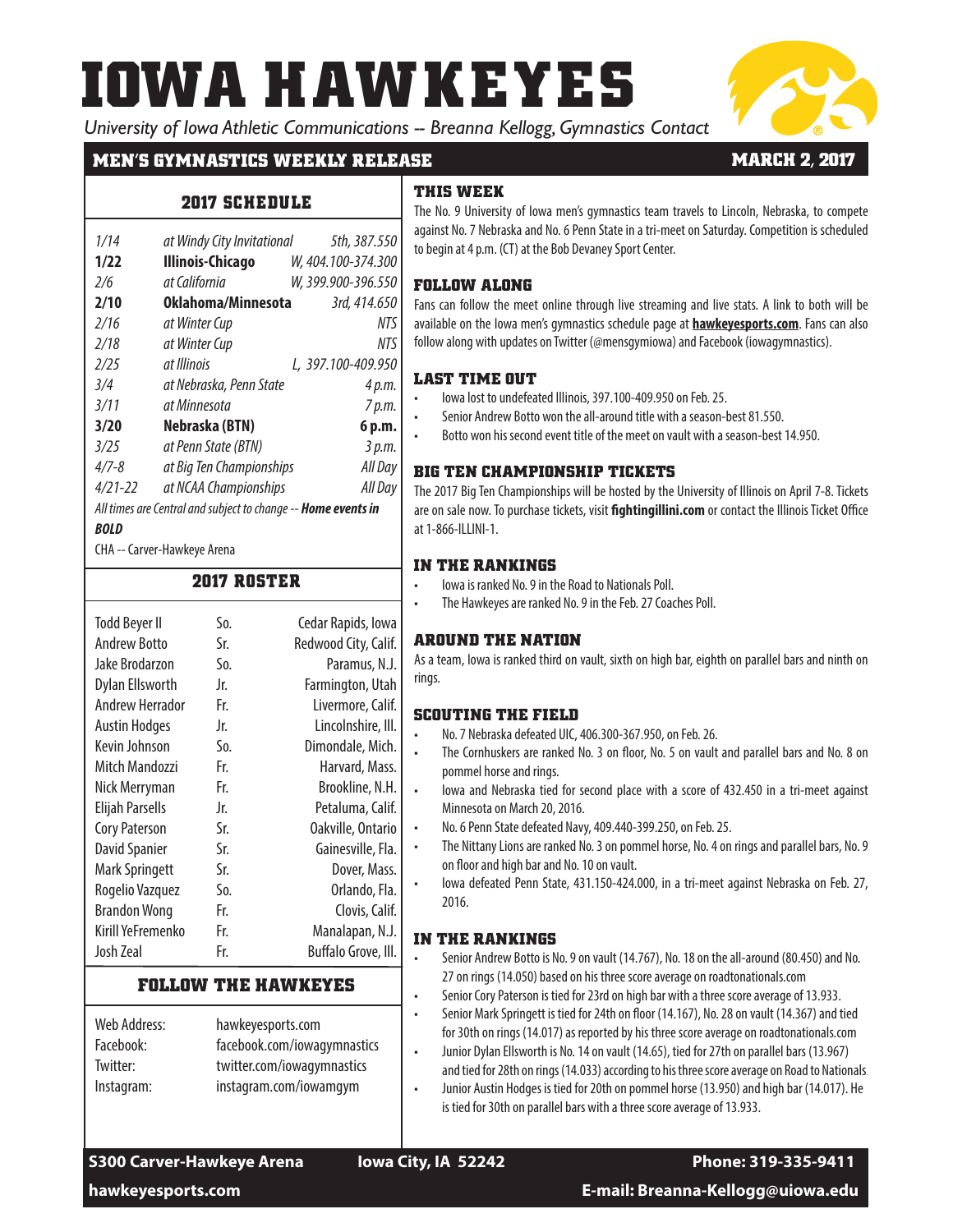# IOWA HAWKEYES

*University of Iowa Athletic Communications -- Breanna Kellogg, Gymnastics Contact*

## MEN'S GYMNASTICS WEEKLY RELEASE

**MARCH 2, 2017**

### 2017 SCHEDULE

| Date | Opponent | Result |
|---|---|---|
| *1/14* | *at Windy City Invitational* | *5th, 387.550* |
| **1/22** | **Illinois-Chicago** | *W, 404.100-374.300* |
| *2/6* | *at California* | *W, 399.900-396.550* |
| **2/10** | **Oklahoma/Minnesota** | *3rd, 414.650* |
| *2/16* | *at Winter Cup* | *NTS* |
| *2/18* | *at Winter Cup* | *NTS* |
| *2/25* | *at Illinois* | *L, 397.100-409.950* |
| *3/4* | *at Nebraska, Penn State* | *4 p.m.* |
| *3/11* | *at Minnesota* | *7 p.m.* |
| **3/20** | **Nebraska (BTN)** | **6 p.m.** |
| *3/25* | *at Penn State (BTN)* | *3 p.m.* |
| *4/7-8* | *at Big Ten Championships* | *All Day* |
| *4/21-22* | *at NCAA Championships* | *All Day* |

*All times are Central and subject to change -- **Home events in BOLD***

CHA -- Carver-Hawkeye Arena

### 2017 ROSTER

| Name | Yr. | Hometown |
|---|---|---|
| Todd Beyer II | So. | Cedar Rapids, Iowa |
| Andrew Botto | Sr. | Redwood City, Calif. |
| Jake Brodarzon | So. | Paramus, N.J. |
| Dylan Ellsworth | Jr. | Farmington, Utah |
| Andrew Herrador | Fr. | Livermore, Calif. |
| Austin Hodges | Jr. | Lincolnshire, Ill. |
| Kevin Johnson | So. | Dimondale, Mich. |
| Mitch Mandozzi | Fr. | Harvard, Mass. |
| Nick Merryman | Fr. | Brookline, N.H. |
| Elijah Parsells | Jr. | Petaluma, Calif. |
| Cory Paterson | Sr. | Oakville, Ontario |
| David Spanier | Sr. | Gainesville, Fla. |
| Mark Springett | Sr. | Dover, Mass. |
| Rogelio Vazquez | So. | Orlando, Fla. |
| Brandon Wong | Fr. | Clovis, Calif. |
| Kirill YeFremenko | Fr. | Manalapan, N.J. |
| Josh Zeal | Fr. | Buffalo Grove, Ill. |

### FOLLOW THE HAWKEYES

| | |
|---|---|
| Web Address: | hawkeyesports.com |
| Facebook: | facebook.com/iowagymnastics |
| Twitter: | twitter.com/iowagymnastics |
| Instagram: | instagram.com/iowamgym |

### THIS WEEK

The No. 9 University of Iowa men's gymnastics team travels to Lincoln, Nebraska, to compete against No. 7 Nebraska and No. 6 Penn State in a tri-meet on Saturday. Competition is scheduled to begin at 4 p.m. (CT) at the Bob Devaney Sport Center.

### FOLLOW ALONG

Fans can follow the meet online through live streaming and live stats. A link to both will be available on the Iowa men's gymnastics schedule page at **hawkeyesports.com**. Fans can also follow along with updates on Twitter (@mensgymiowa) and Facebook (iowagymnastics).

### LAST TIME OUT

- Iowa lost to undefeated Illinois, 397.100-409.950 on Feb. 25.
- Senior Andrew Botto won the all-around title with a season-best 81.550.
- Botto won his second event title of the meet on vault with a season-best 14.950.

### BIG TEN CHAMPIONSHIP TICKETS

The 2017 Big Ten Championships will be hosted by the University of Illinois on April 7-8. Tickets are on sale now. To purchase tickets, visit **fightingillini.com** or contact the Illinois Ticket Office at 1-866-ILLINI-1.

### IN THE RANKINGS

- Iowa is ranked No. 9 in the Road to Nationals Poll.
- The Hawkeyes are ranked No. 9 in the Feb. 27 Coaches Poll.

### AROUND THE NATION

As a team, Iowa is ranked third on vault, sixth on high bar, eighth on parallel bars and ninth on rings.

### SCOUTING THE FIELD

- No. 7 Nebraska defeated UIC, 406.300-367.950, on Feb. 26.
- The Cornhuskers are ranked No. 3 on floor, No. 5 on vault and parallel bars and No. 8 on pommel horse and rings.
- Iowa and Nebraska tied for second place with a score of 432.450 in a tri-meet against Minnesota on March 20, 2016.
- No. 6 Penn State defeated Navy, 409.440-399.250, on Feb. 25.
- The Nittany Lions are ranked No. 3 on pommel horse, No. 4 on rings and parallel bars, No. 9 on floor and high bar and No. 10 on vault.
- Iowa defeated Penn State, 431.150-424.000, in a tri-meet against Nebraska on Feb. 27, 2016.

### IN THE RANKINGS

- Senior Andrew Botto is No. 9 on vault (14.767), No. 18 on the all-around (80.450) and No. 27 on rings (14.050) based on his three score average on roadtonationals.com
- Senior Cory Paterson is tied for 23rd on high bar with a three score average of 13.933.
- Senior Mark Springett is tied for 24th on floor (14.167), No. 28 on vault (14.367) and tied for 30th on rings (14.017) as reported by his three score average on roadtonationals.com
- Junior Dylan Ellsworth is No. 14 on vault (14.65), tied for 27th on parallel bars (13.967) and tied for 28th on rings (14.033) according to his three score average on Road to Nationals.
- Junior Austin Hodges is tied for 20th on pommel horse (13.950) and high bar (14.017). He is tied for 30th on parallel bars with a three score average of 13.933.

**S300 Carver-Hawkeye Arena** **Iowa City, IA 52242** **Phone: 319-335-9411**

**hawkeyesports.com** **E-mail: Breanna-Kellogg@uiowa.edu**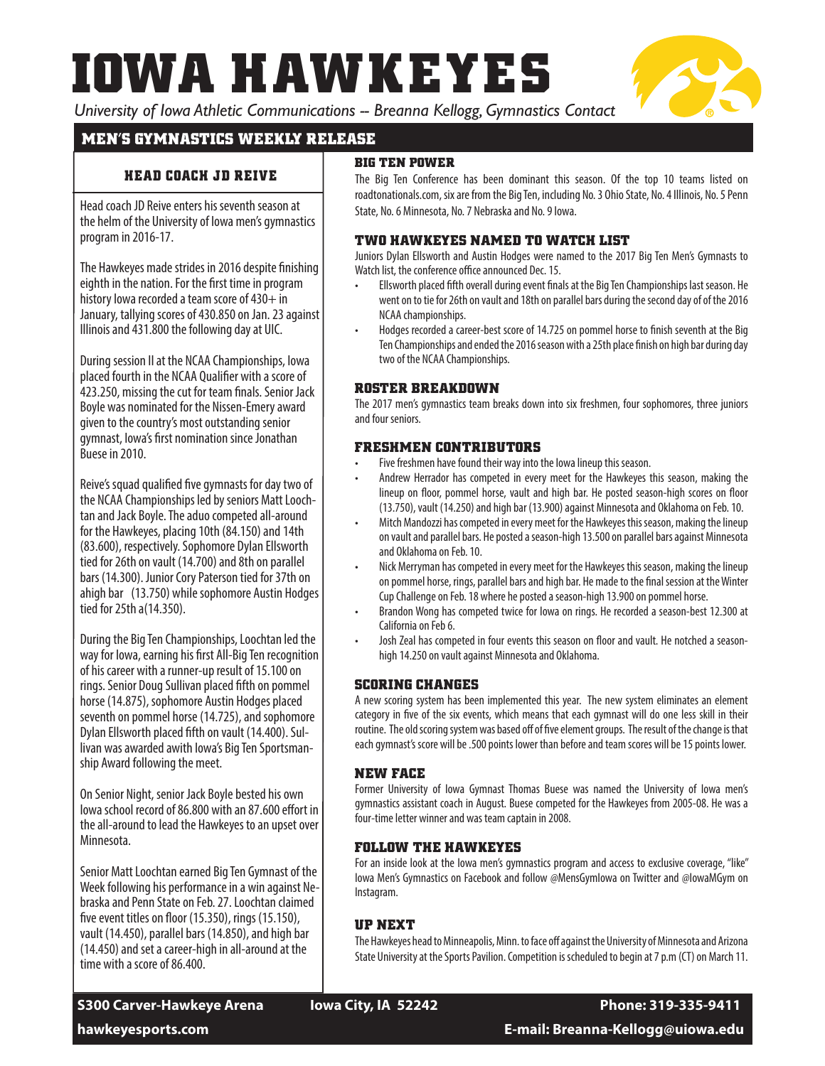# IOWA HAWKEYES

*University of Iowa Athletic Communications -- Breanna Kellogg, Gymnastics Contact*

## MEN'S GYMNASTICS WEEKLY RELEASE

### HEAD COACH JD REIVE

Head coach JD Reive enters his seventh season at the helm of the University of Iowa men's gymnastics program in 2016-17.

The Hawkeyes made strides in 2016 despite finishing eighth in the nation. For the first time in program history Iowa recorded a team score of 430+ in January, tallying scores of 430.850 on Jan. 23 against Illinois and 431.800 the following day at UIC.

During session II at the NCAA Championships, Iowa placed fourth in the NCAA Qualifier with a score of 423.250, missing the cut for team finals. Senior Jack Boyle was nominated for the Nissen-Emery award given to the country's most outstanding senior gymnast, Iowa's first nomination since Jonathan Buese in 2010.

Reive's squad qualified five gymnasts for day two of the NCAA Championships led by seniors Matt Loochtan and Jack Boyle. The aduo competed all-around for the Hawkeyes, placing 10th (84.150) and 14th (83.600), respectively. Sophomore Dylan Ellsworth tied for 26th on vault (14.700) and 8th on parallel bars (14.300). Junior Cory Paterson tied for 37th on ahigh bar (13.750) while sophomore Austin Hodges tied for 25th a(14.350).

During the Big Ten Championships, Loochtan led the way for Iowa, earning his first All-Big Ten recognition of his career with a runner-up result of 15.100 on rings. Senior Doug Sullivan placed fifth on pommel horse (14.875), sophomore Austin Hodges placed seventh on pommel horse (14.725), and sophomore Dylan Ellsworth placed fifth on vault (14.400). Sullivan was awarded awith Iowa's Big Ten Sportsmanship Award following the meet.

On Senior Night, senior Jack Boyle bested his own Iowa school record of 86.800 with an 87.600 effort in the all-around to lead the Hawkeyes to an upset over Minnesota.

Senior Matt Loochtan earned Big Ten Gymnast of the Week following his performance in a win against Nebraska and Penn State on Feb. 27. Loochtan claimed five event titles on floor (15.350), rings (15.150), vault (14.450), parallel bars (14.850), and high bar (14.450) and set a career-high in all-around at the time with a score of 86.400.

### BIG TEN POWER

The Big Ten Conference has been dominant this season. Of the top 10 teams listed on roadtonationals.com, six are from the Big Ten, including No. 3 Ohio State, No. 4 Illinois, No. 5 Penn State, No. 6 Minnesota, No. 7 Nebraska and No. 9 Iowa.

### TWO HAWKEYES NAMED TO WATCH LIST

Juniors Dylan Ellsworth and Austin Hodges were named to the 2017 Big Ten Men's Gymnasts to Watch list, the conference office announced Dec. 15.

- Ellsworth placed fifth overall during event finals at the Big Ten Championships last season. He went on to tie for 26th on vault and 18th on parallel bars during the second day of of the 2016 NCAA championships.
- Hodges recorded a career-best score of 14.725 on pommel horse to finish seventh at the Big Ten Championships and ended the 2016 season with a 25th place finish on high bar during day two of the NCAA Championships.

### ROSTER BREAKDOWN

The 2017 men's gymnastics team breaks down into six freshmen, four sophomores, three juniors and four seniors.

### FRESHMEN CONTRIBUTORS

- Five freshmen have found their way into the Iowa lineup this season.
- Andrew Herrador has competed in every meet for the Hawkeyes this season, making the lineup on floor, pommel horse, vault and high bar. He posted season-high scores on floor (13.750), vault (14.250) and high bar (13.900) against Minnesota and Oklahoma on Feb. 10.
- Mitch Mandozzi has competed in every meet for the Hawkeyes this season, making the lineup on vault and parallel bars. He posted a season-high 13.500 on parallel bars against Minnesota and Oklahoma on Feb. 10.
- Nick Merryman has competed in every meet for the Hawkeyes this season, making the lineup on pommel horse, rings, parallel bars and high bar. He made to the final session at the Winter Cup Challenge on Feb. 18 where he posted a season-high 13.900 on pommel horse.
- Brandon Wong has competed twice for Iowa on rings. He recorded a season-best 12.300 at California on Feb 6.
- Josh Zeal has competed in four events this season on floor and vault. He notched a season-high 14.250 on vault against Minnesota and Oklahoma.

### SCORING CHANGES

A new scoring system has been implemented this year. The new system eliminates an element category in five of the six events, which means that each gymnast will do one less skill in their routine. The old scoring system was based off of five element groups. The result of the change is that each gymnast's score will be .500 points lower than before and team scores will be 15 points lower.

### NEW FACE

Former University of Iowa Gymnast Thomas Buese was named the University of Iowa men's gymnastics assistant coach in August. Buese competed for the Hawkeyes from 2005-08. He was a four-time letter winner and was team captain in 2008.

### FOLLOW THE HAWKEYES

For an inside look at the Iowa men's gymnastics program and access to exclusive coverage, "like" Iowa Men's Gymnastics on Facebook and follow @MensGymIowa on Twitter and @IowaMGym on Instagram.

### UP NEXT

The Hawkeyes head to Minneapolis, Minn. to face off against the University of Minnesota and Arizona State University at the Sports Pavilion. Competition is scheduled to begin at 7 p.m (CT) on March 11.

**S300 Carver-Hawkeye Arena** **Iowa City, IA 52242** **Phone: 319-335-9411**
**hawkeyesports.com** **E-mail: Breanna-Kellogg@uiowa.edu**